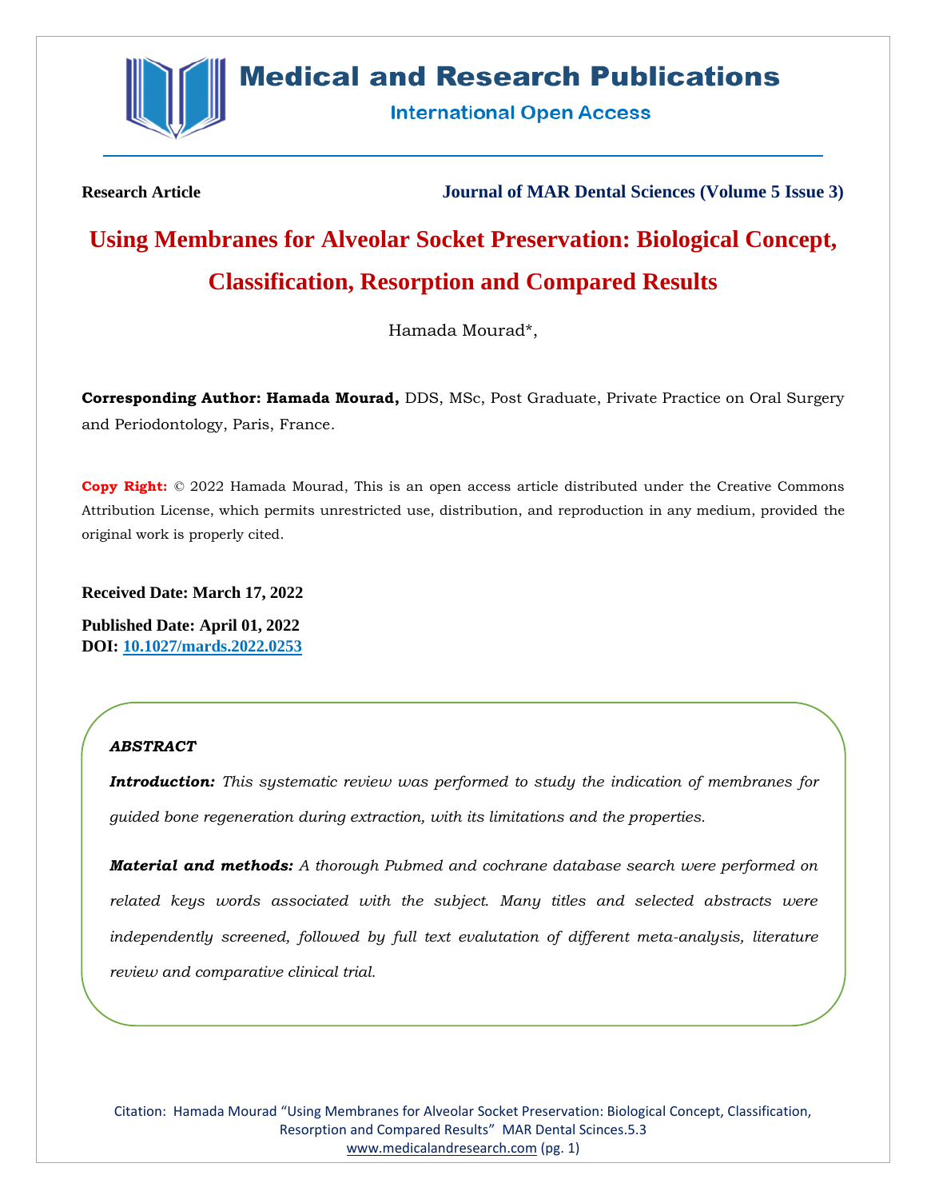Research Article

Journal of MAR Dental Sciences (Volume 5 Issue 3)

# Using Membranes for Alveolar Socket Preservation: Biological Concept, Classification, Resorption and Compared Results

Hamada Mourad*,

**Corresponding Author: Hamada Mourad,** DDS, MSc, Post Graduate, Private Practice on Oral Surgery and Periodontology, Paris, France.

**Copy Right:** © 2022 Hamada Mourad, This is an open access article distributed under the Creative Commons Attribution License, which permits unrestricted use, distribution, and reproduction in any medium, provided the original work is properly cited.

**Received Date: March 17, 2022**

**Published Date: April 01, 2022**

**DOI: 10.1027/mards.2022.0253**

***ABSTRACT***

***Introduction:*** *This systematic review was performed to study the indication of membranes for guided bone regeneration during extraction, with its limitations and the properties.*

***Material and methods:*** *A thorough Pubmed and cochrane database search were performed on related keys words associated with the subject. Many titles and selected abstracts were independently screened, followed by full text evalutation of different meta-analysis, literature review and comparative clinical trial.*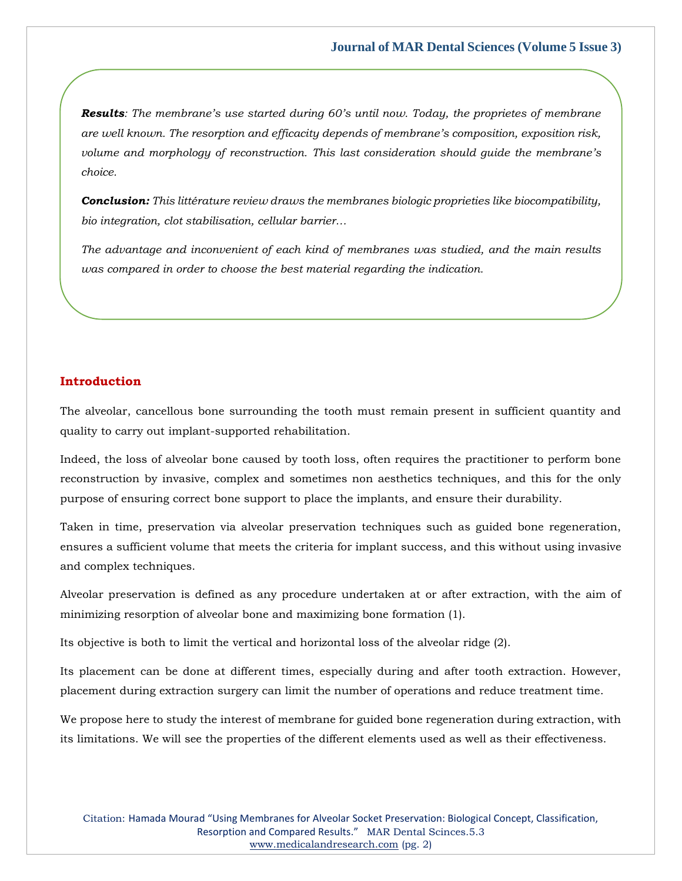***Results****: The membrane's use started during 60's until now. Today, the proprietes of membrane are well known. The resorption and efficacity depends of membrane's composition, exposition risk, volume and morphology of reconstruction. This last consideration should guide the membrane's choice.*

***Conclusion:*** *This littérature review draws the membranes biologic proprieties like biocompatibility, bio integration, clot stabilisation, cellular barrier…*

*The advantage and inconvenient of each kind of membranes was studied, and the main results was compared in order to choose the best material regarding the indication.*

## Introduction

The alveolar, cancellous bone surrounding the tooth must remain present in sufficient quantity and quality to carry out implant-supported rehabilitation.

Indeed, the loss of alveolar bone caused by tooth loss, often requires the practitioner to perform bone reconstruction by invasive, complex and sometimes non aesthetics techniques, and this for the only purpose of ensuring correct bone support to place the implants, and ensure their durability.

Taken in time, preservation via alveolar preservation techniques such as guided bone regeneration, ensures a sufficient volume that meets the criteria for implant success, and this without using invasive and complex techniques.

Alveolar preservation is defined as any procedure undertaken at or after extraction, with the aim of minimizing resorption of alveolar bone and maximizing bone formation (1).

Its objective is both to limit the vertical and horizontal loss of the alveolar ridge (2).

Its placement can be done at different times, especially during and after tooth extraction. However, placement during extraction surgery can limit the number of operations and reduce treatment time.

We propose here to study the interest of membrane for guided bone regeneration during extraction, with its limitations. We will see the properties of the different elements used as well as their effectiveness.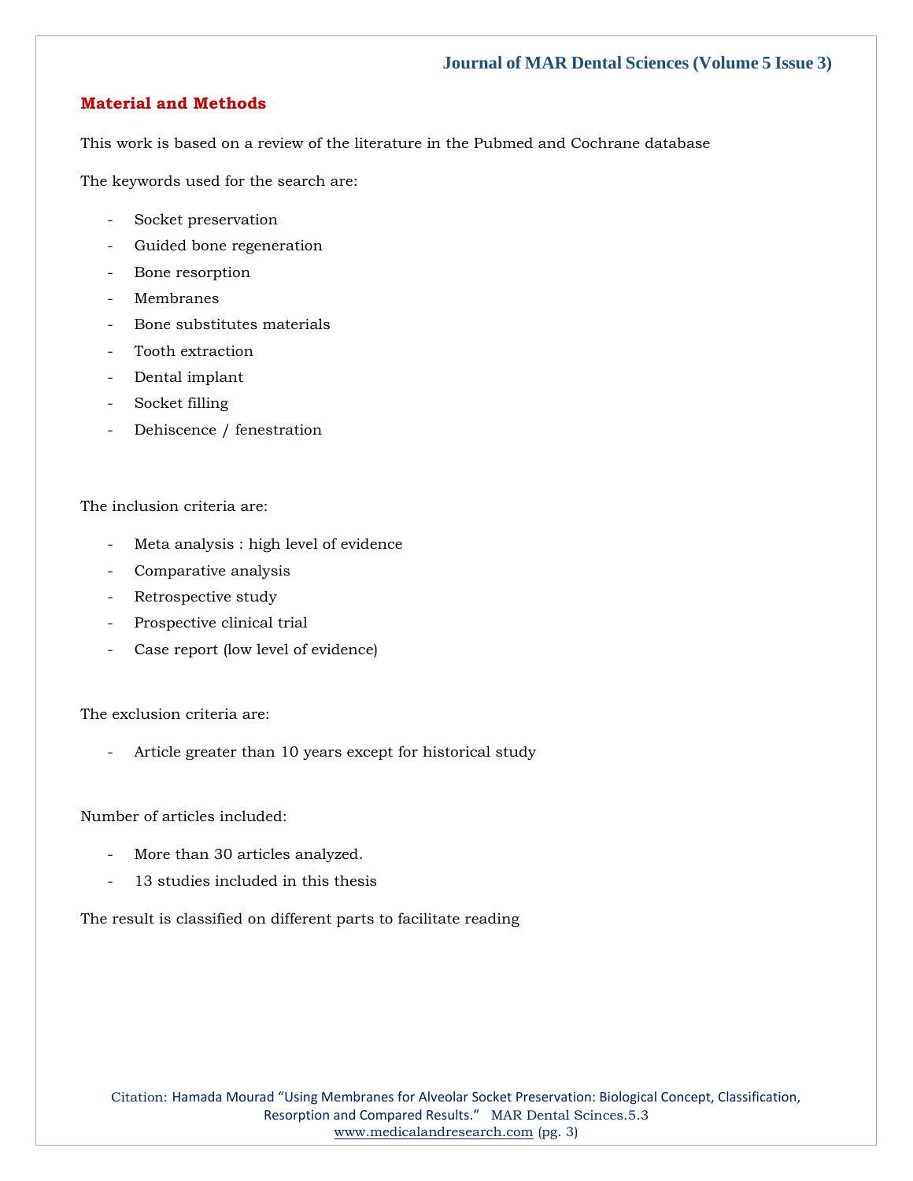## Material and Methods

This work is based on a review of the literature in the Pubmed and Cochrane database

The keywords used for the search are:

- Socket preservation
- Guided bone regeneration
- Bone resorption
- Membranes
- Bone substitutes materials
- Tooth extraction
- Dental implant
- Socket filling
- Dehiscence / fenestration

The inclusion criteria are:

- Meta analysis : high level of evidence
- Comparative analysis
- Retrospective study
- Prospective clinical trial
- Case report (low level of evidence)

The exclusion criteria are:

- Article greater than 10 years except for historical study

Number of articles included:

- More than 30 articles analyzed.
- 13 studies included in this thesis

The result is classified on different parts to facilitate reading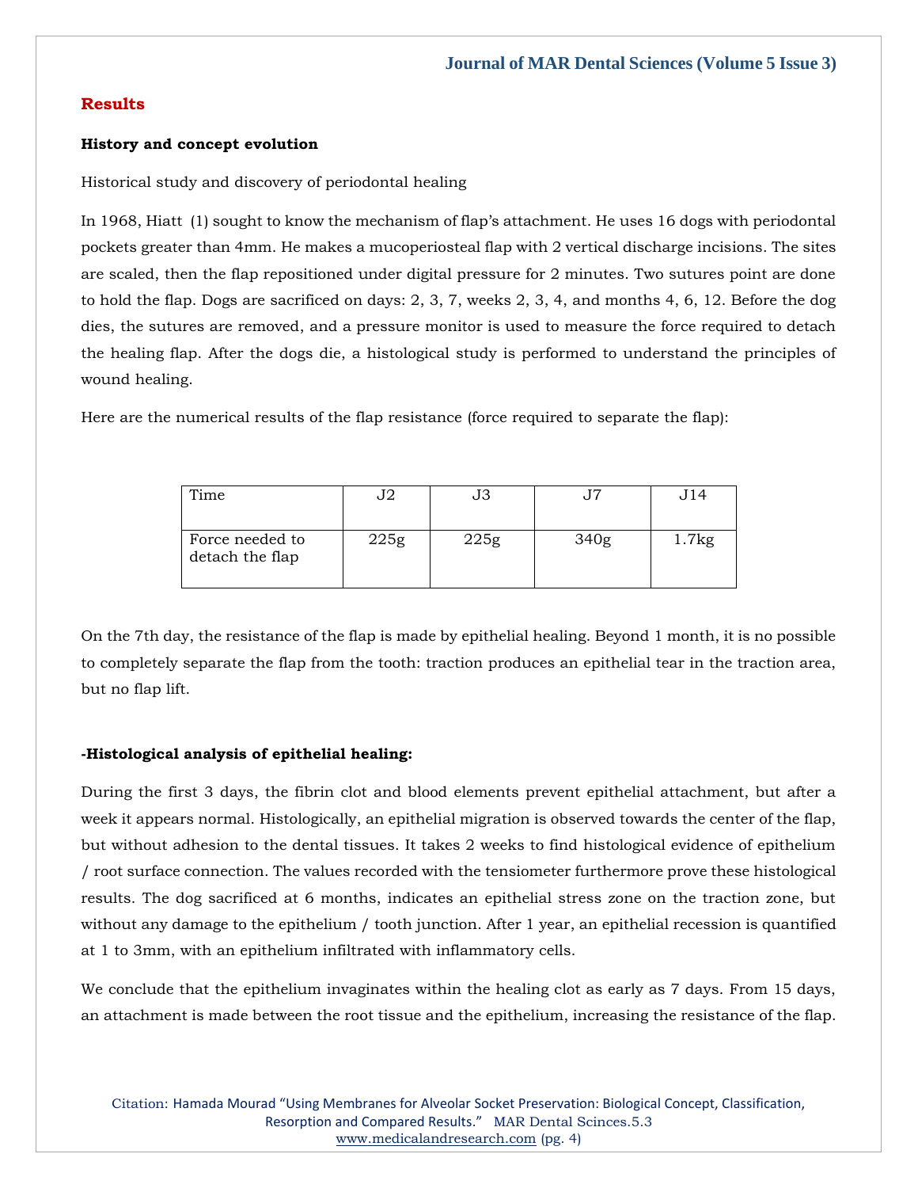## Results

**History and concept evolution**

Historical study and discovery of periodontal healing

In 1968, Hiatt (1) sought to know the mechanism of flap's attachment. He uses 16 dogs with periodontal pockets greater than 4mm. He makes a mucoperiosteal flap with 2 vertical discharge incisions. The sites are scaled, then the flap repositioned under digital pressure for 2 minutes. Two sutures point are done to hold the flap. Dogs are sacrificed on days: 2, 3, 7, weeks 2, 3, 4, and months 4, 6, 12. Before the dog dies, the sutures are removed, and a pressure monitor is used to measure the force required to detach the healing flap. After the dogs die, a histological study is performed to understand the principles of wound healing.

Here are the numerical results of the flap resistance (force required to separate the flap):

| Time | J2 | J3 | J7 | J14 |
|---|---|---|---|---|
| Force needed to detach the flap | 225g | 225g | 340g | 1.7kg |

On the 7th day, the resistance of the flap is made by epithelial healing. Beyond 1 month, it is no possible to completely separate the flap from the tooth: traction produces an epithelial tear in the traction area, but no flap lift.

**-Histological analysis of epithelial healing:**

During the first 3 days, the fibrin clot and blood elements prevent epithelial attachment, but after a week it appears normal. Histologically, an epithelial migration is observed towards the center of the flap, but without adhesion to the dental tissues. It takes 2 weeks to find histological evidence of epithelium / root surface connection. The values recorded with the tensiometer furthermore prove these histological results. The dog sacrificed at 6 months, indicates an epithelial stress zone on the traction zone, but without any damage to the epithelium / tooth junction. After 1 year, an epithelial recession is quantified at 1 to 3mm, with an epithelium infiltrated with inflammatory cells.

We conclude that the epithelium invaginates within the healing clot as early as 7 days. From 15 days, an attachment is made between the root tissue and the epithelium, increasing the resistance of the flap.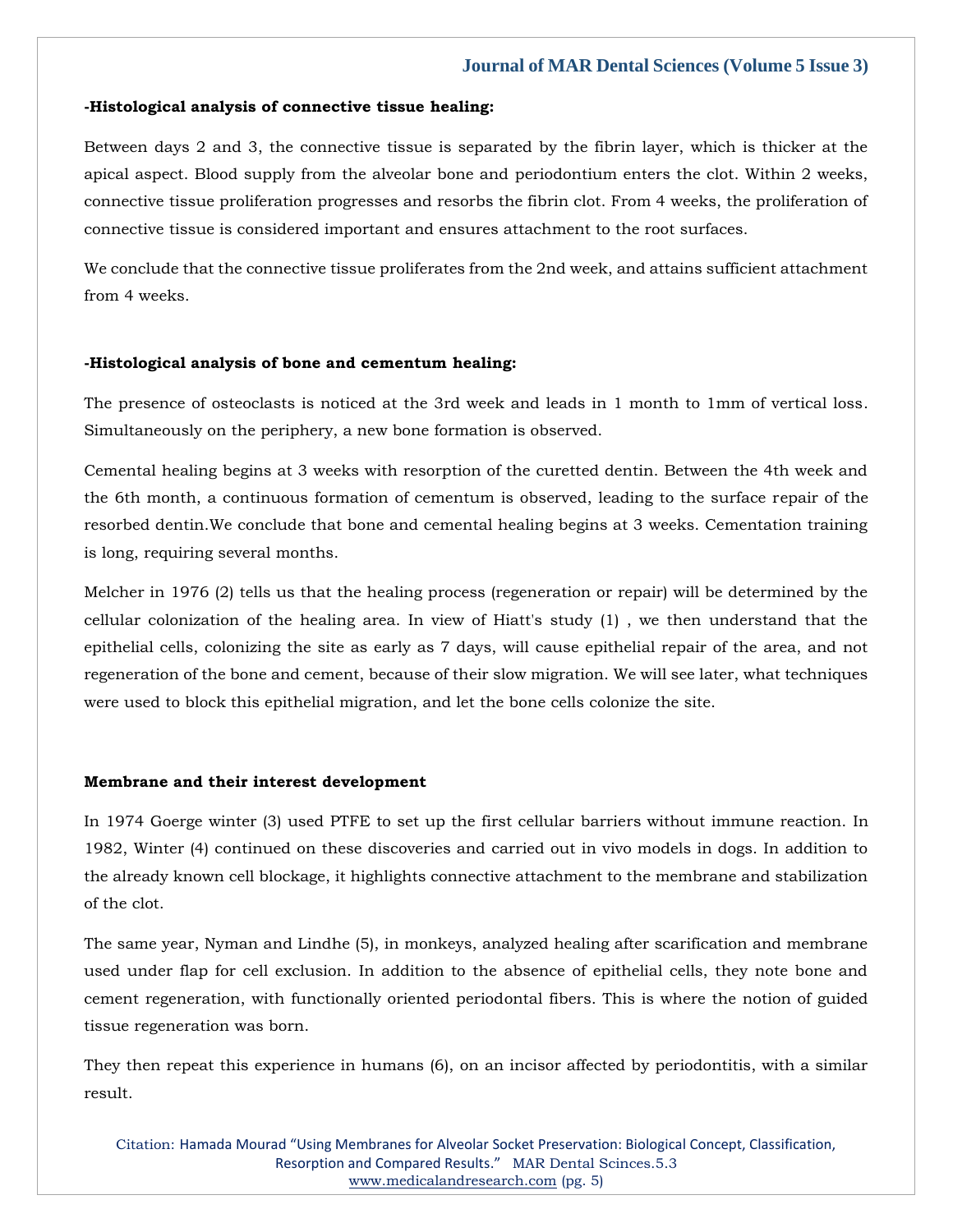**-Histological analysis of connective tissue healing:**

Between days 2 and 3, the connective tissue is separated by the fibrin layer, which is thicker at the apical aspect. Blood supply from the alveolar bone and periodontium enters the clot. Within 2 weeks, connective tissue proliferation progresses and resorbs the fibrin clot. From 4 weeks, the proliferation of connective tissue is considered important and ensures attachment to the root surfaces.

We conclude that the connective tissue proliferates from the 2nd week, and attains sufficient attachment from 4 weeks.

**-Histological analysis of bone and cementum healing:**

The presence of osteoclasts is noticed at the 3rd week and leads in 1 month to 1mm of vertical loss. Simultaneously on the periphery, a new bone formation is observed.

Cemental healing begins at 3 weeks with resorption of the curetted dentin. Between the 4th week and the 6th month, a continuous formation of cementum is observed, leading to the surface repair of the resorbed dentin.We conclude that bone and cemental healing begins at 3 weeks. Cementation training is long, requiring several months.

Melcher in 1976 (2) tells us that the healing process (regeneration or repair) will be determined by the cellular colonization of the healing area. In view of Hiatt's study (1) , we then understand that the epithelial cells, colonizing the site as early as 7 days, will cause epithelial repair of the area, and not regeneration of the bone and cement, because of their slow migration. We will see later, what techniques were used to block this epithelial migration, and let the bone cells colonize the site.

**Membrane and their interest development**

In 1974 Goerge winter (3) used PTFE to set up the first cellular barriers without immune reaction. In 1982, Winter (4) continued on these discoveries and carried out in vivo models in dogs. In addition to the already known cell blockage, it highlights connective attachment to the membrane and stabilization of the clot.

The same year, Nyman and Lindhe (5), in monkeys, analyzed healing after scarification and membrane used under flap for cell exclusion. In addition to the absence of epithelial cells, they note bone and cement regeneration, with functionally oriented periodontal fibers. This is where the notion of guided tissue regeneration was born.

They then repeat this experience in humans (6), on an incisor affected by periodontitis, with a similar result.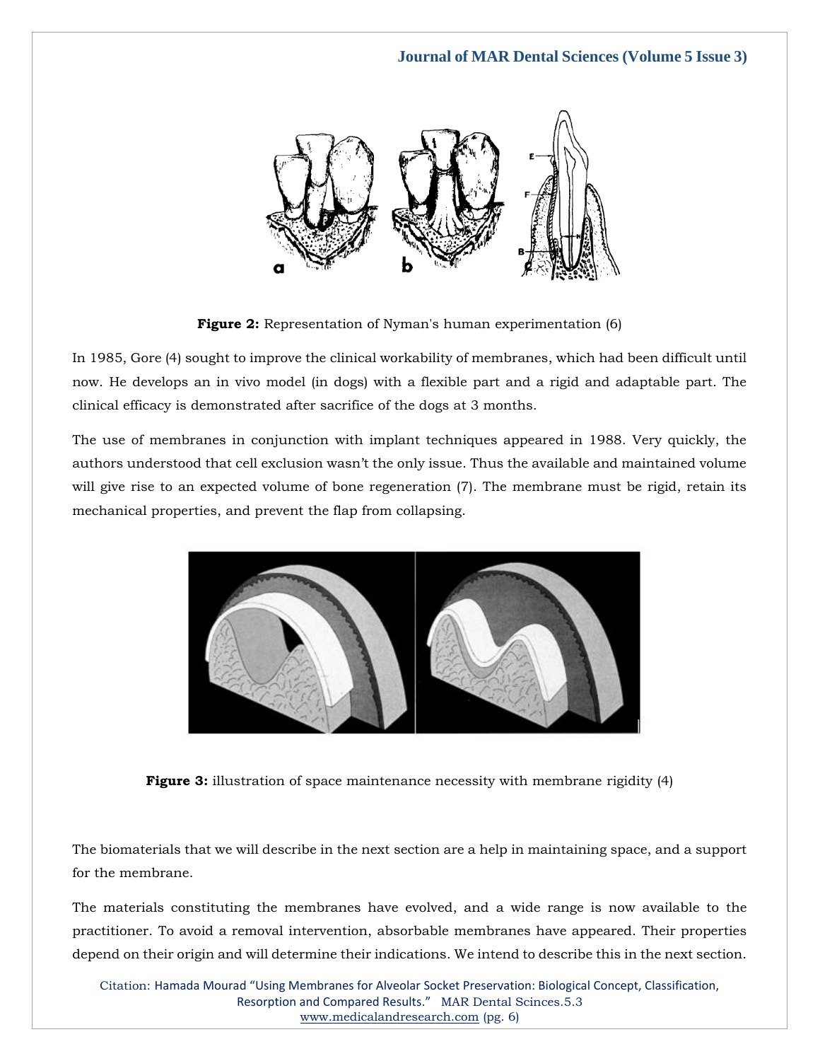**Figure 2:** Representation of Nyman's human experimentation (6)

In 1985, Gore (4) sought to improve the clinical workability of membranes, which had been difficult until now. He develops an in vivo model (in dogs) with a flexible part and a rigid and adaptable part. The clinical efficacy is demonstrated after sacrifice of the dogs at 3 months.

The use of membranes in conjunction with implant techniques appeared in 1988. Very quickly, the authors understood that cell exclusion wasn't the only issue. Thus the available and maintained volume will give rise to an expected volume of bone regeneration (7). The membrane must be rigid, retain its mechanical properties, and prevent the flap from collapsing.

**Figure 3:** illustration of space maintenance necessity with membrane rigidity (4)

The biomaterials that we will describe in the next section are a help in maintaining space, and a support for the membrane.

The materials constituting the membranes have evolved, and a wide range is now available to the practitioner. To avoid a removal intervention, absorbable membranes have appeared. Their properties depend on their origin and will determine their indications. We intend to describe this in the next section.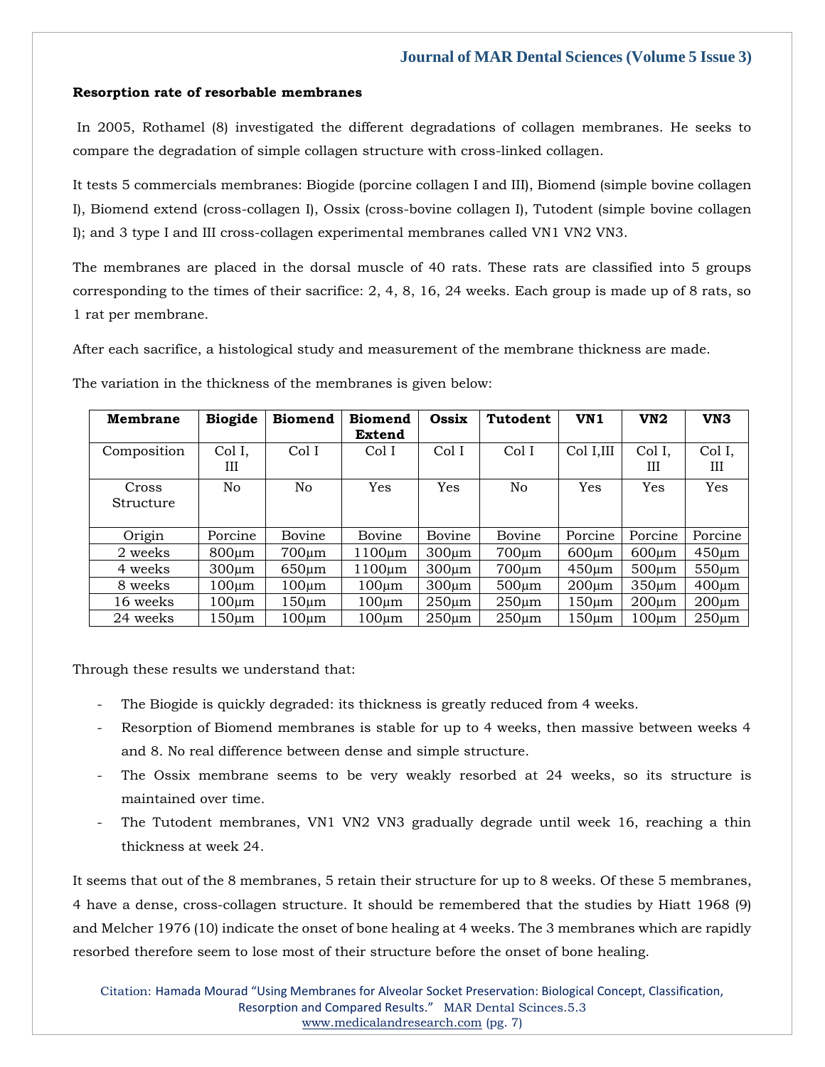**Resorption rate of resorbable membranes**

In 2005, Rothamel (8) investigated the different degradations of collagen membranes. He seeks to compare the degradation of simple collagen structure with cross-linked collagen.

It tests 5 commercials membranes: Biogide (porcine collagen I and III), Biomend (simple bovine collagen I), Biomend extend (cross-collagen I), Ossix (cross-bovine collagen I), Tutodent (simple bovine collagen I); and 3 type I and III cross-collagen experimental membranes called VN1 VN2 VN3.

The membranes are placed in the dorsal muscle of 40 rats. These rats are classified into 5 groups corresponding to the times of their sacrifice: 2, 4, 8, 16, 24 weeks. Each group is made up of 8 rats, so 1 rat per membrane.

After each sacrifice, a histological study and measurement of the membrane thickness are made.

The variation in the thickness of the membranes is given below:

| Membrane | Biogide | Biomend | Biomend Extend | Ossix | Tutodent | VN1 | VN2 | VN3 |
|---|---|---|---|---|---|---|---|---|
| Composition | Col I, III | Col I | Col I | Col I | Col I | Col I,III | Col I, III | Col I, III |
| Cross Structure | No | No | Yes | Yes | No | Yes | Yes | Yes |
| Origin | Porcine | Bovine | Bovine | Bovine | Bovine | Porcine | Porcine | Porcine |
| 2 weeks | 800µm | 700µm | 1100µm | 300µm | 700µm | 600µm | 600µm | 450µm |
| 4 weeks | 300µm | 650µm | 1100µm | 300µm | 700µm | 450µm | 500µm | 550µm |
| 8 weeks | 100µm | 100µm | 100µm | 300µm | 500µm | 200µm | 350µm | 400µm |
| 16 weeks | 100µm | 150µm | 100µm | 250µm | 250µm | 150µm | 200µm | 200µm |
| 24 weeks | 150µm | 100µm | 100µm | 250µm | 250µm | 150µm | 100µm | 250µm |

Through these results we understand that:

- The Biogide is quickly degraded: its thickness is greatly reduced from 4 weeks.
- Resorption of Biomend membranes is stable for up to 4 weeks, then massive between weeks 4 and 8. No real difference between dense and simple structure.
- The Ossix membrane seems to be very weakly resorbed at 24 weeks, so its structure is maintained over time.
- The Tutodent membranes, VN1 VN2 VN3 gradually degrade until week 16, reaching a thin thickness at week 24.

It seems that out of the 8 membranes, 5 retain their structure for up to 8 weeks. Of these 5 membranes, 4 have a dense, cross-collagen structure. It should be remembered that the studies by Hiatt 1968 (9) and Melcher 1976 (10) indicate the onset of bone healing at 4 weeks. The 3 membranes which are rapidly resorbed therefore seem to lose most of their structure before the onset of bone healing.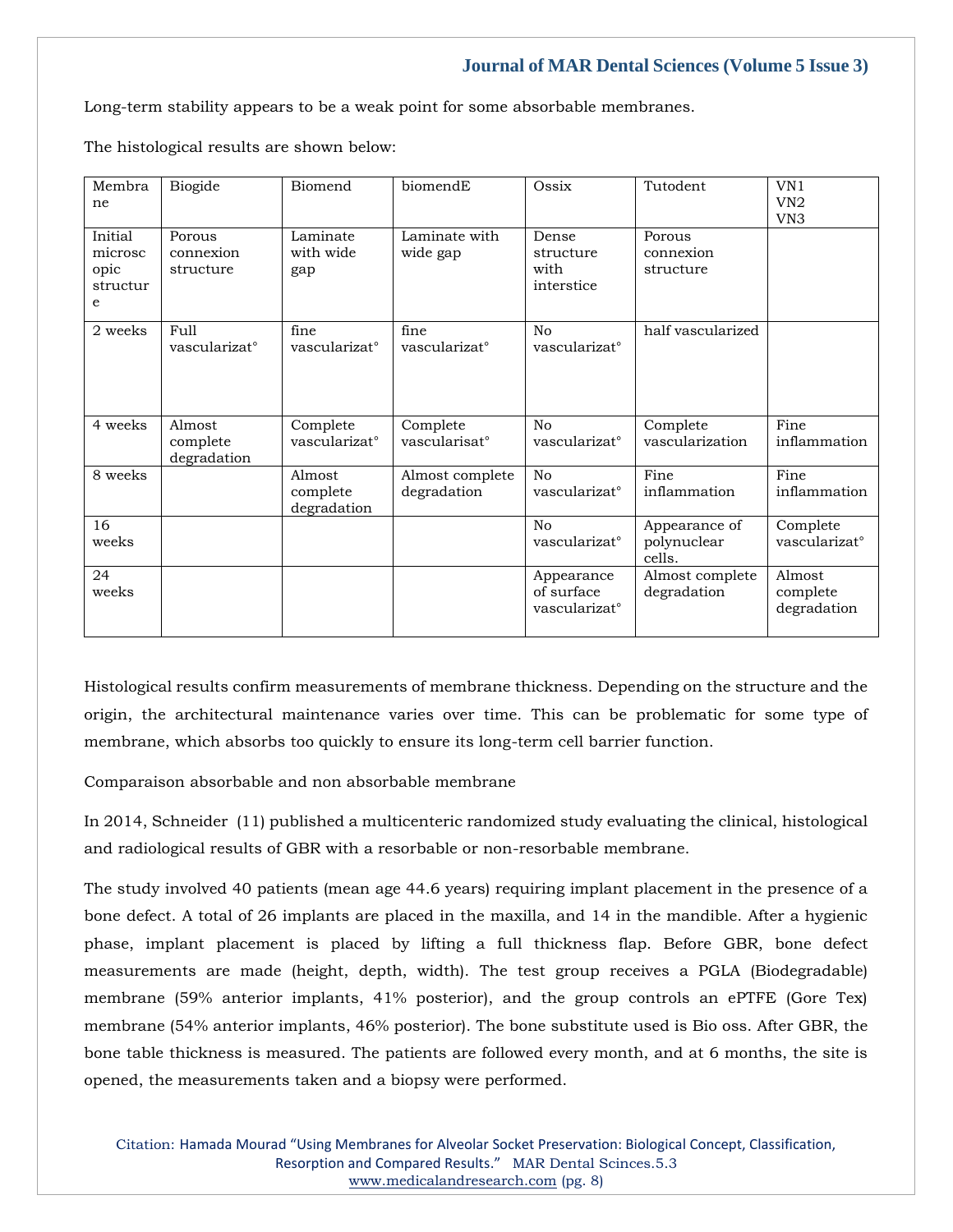Long-term stability appears to be a weak point for some absorbable membranes.

The histological results are shown below:

| Membrane | Biogide | Biomend | biomendE | Ossix | Tutodent | VN1 VN2 VN3 |
|---|---|---|---|---|---|---|
| Initial microscopic structure | Porous connexion structure | Laminate with wide gap | Laminate with wide gap | Dense structure with interstice | Porous connexion structure | |
| 2 weeks | Full vascularizat° | fine vascularizat° | fine vascularizat° | No vascularizat° | half vascularized | |
| 4 weeks | Almost complete degradation | Complete vascularizat° | Complete vascularisat° | No vascularizat° | Complete vascularization | Fine inflammation |
| 8 weeks | | Almost complete degradation | Almost complete degradation | No vascularizat° | Fine inflammation | Fine inflammation |
| 16 weeks | | | | No vascularizat° | Appearance of polynuclear cells. | Complete vascularizat° |
| 24 weeks | | | | Appearance of surface vascularizat° | Almost complete degradation | Almost complete degradation |

Histological results confirm measurements of membrane thickness. Depending on the structure and the origin, the architectural maintenance varies over time. This can be problematic for some type of membrane, which absorbs too quickly to ensure its long-term cell barrier function.

Comparaison absorbable and non absorbable membrane

In 2014, Schneider (11) published a multicenteric randomized study evaluating the clinical, histological and radiological results of GBR with a resorbable or non-resorbable membrane.

The study involved 40 patients (mean age 44.6 years) requiring implant placement in the presence of a bone defect. A total of 26 implants are placed in the maxilla, and 14 in the mandible. After a hygienic phase, implant placement is placed by lifting a full thickness flap. Before GBR, bone defect measurements are made (height, depth, width). The test group receives a PGLA (Biodegradable) membrane (59% anterior implants, 41% posterior), and the group controls an ePTFE (Gore Tex) membrane (54% anterior implants, 46% posterior). The bone substitute used is Bio oss. After GBR, the bone table thickness is measured. The patients are followed every month, and at 6 months, the site is opened, the measurements taken and a biopsy were performed.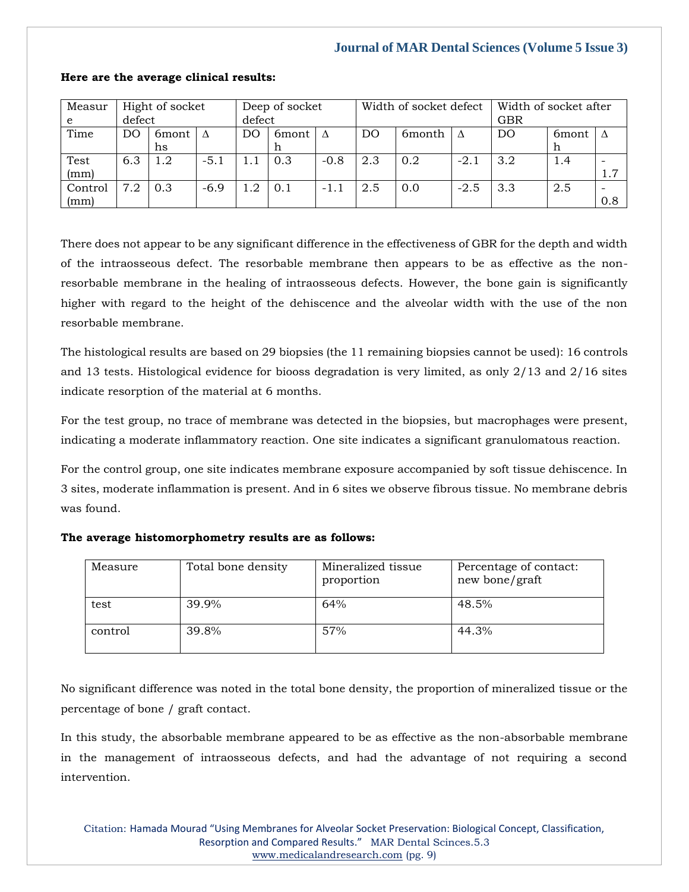**Here are the average clinical results:**

| Measure | Hight of socket defect | | | Deep of socket defect | | | Width of socket defect | | | Width of socket after GBR | | |
|---|---|---|---|---|---|---|---|---|---|---|---|---|
| Time | DO | 6months | Δ | DO | 6month | Δ | DO | 6month | Δ | DO | 6month | Δ |
| Test (mm) | 6.3 | 1.2 | -5.1 | 1.1 | 0.3 | -0.8 | 2.3 | 0.2 | -2.1 | 3.2 | 1.4 | -1.7 |
| Control (mm) | 7.2 | 0.3 | -6.9 | 1.2 | 0.1 | -1.1 | 2.5 | 0.0 | -2.5 | 3.3 | 2.5 | -0.8 |

There does not appear to be any significant difference in the effectiveness of GBR for the depth and width of the intraosseous defect. The resorbable membrane then appears to be as effective as the non-resorbable membrane in the healing of intraosseous defects. However, the bone gain is significantly higher with regard to the height of the dehiscence and the alveolar width with the use of the non resorbable membrane.

The histological results are based on 29 biopsies (the 11 remaining biopsies cannot be used): 16 controls and 13 tests. Histological evidence for biooss degradation is very limited, as only 2/13 and 2/16 sites indicate resorption of the material at 6 months.

For the test group, no trace of membrane was detected in the biopsies, but macrophages were present, indicating a moderate inflammatory reaction. One site indicates a significant granulomatous reaction.

For the control group, one site indicates membrane exposure accompanied by soft tissue dehiscence. In 3 sites, moderate inflammation is present. And in 6 sites we observe fibrous tissue. No membrane debris was found.

**The average histomorphometry results are as follows:**

| Measure | Total bone density | Mineralized tissue proportion | Percentage of contact: new bone/graft |
|---|---|---|---|
| test | 39.9% | 64% | 48.5% |
| control | 39.8% | 57% | 44.3% |

No significant difference was noted in the total bone density, the proportion of mineralized tissue or the percentage of bone / graft contact.

In this study, the absorbable membrane appeared to be as effective as the non-absorbable membrane in the management of intraosseous defects, and had the advantage of not requiring a second intervention.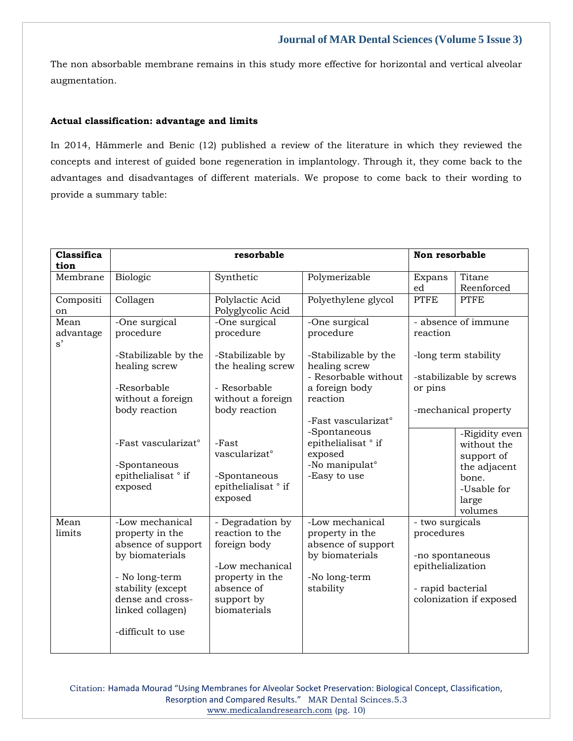The non absorbable membrane remains in this study more effective for horizontal and vertical alveolar augmentation.

**Actual classification: advantage and limits**

In 2014, Hämmerle and Benic (12) published a review of the literature in which they reviewed the concepts and interest of guided bone regeneration in implantology. Through it, they come back to the advantages and disadvantages of different materials. We propose to come back to their wording to provide a summary table:

| Classification | resorbable | | | Non resorbable | |
|---|---|---|---|---|---|
| Membrane | Biologic | Synthetic | Polymerizable | Expanded | Titane Reenforced |
| Composition | Collagen | Polylactic Acid Polyglycolic Acid | Polyethylene glycol | PTFE | PTFE |
| Mean advantages' | -One surgical procedure<br>-Stabilizable by the healing screw<br>-Resorbable without a foreign body reaction<br>-Fast vascularizat°<br>-Spontaneous epithelialisat ° if exposed | -One surgical procedure<br>-Stabilizable by the healing screw<br>- Resorbable without a foreign body reaction<br>-Fast vascularizat°<br>-Spontaneous epithelialisat ° if exposed | -One surgical procedure<br>-Stabilizable by the healing screw<br>- Resorbable without a foreign body reaction<br>-Fast vascularizat°<br>-Spontaneous epithelialisat ° if exposed<br>-No manipulat°<br>-Easy to use | - absence of immune reaction<br>-long term stability<br>-stabilizable by screws or pins<br>-mechanical property | -Rigidity even without the support of the adjacent bone.<br>-Usable for large volumes |
| Mean limits | -Low mechanical property in the absence of support by biomaterials<br>- No long-term stability (except dense and cross-linked collagen)<br>-difficult to use | - Degradation by reaction to the foreign body<br>-Low mechanical property in the absence of support by biomaterials | -Low mechanical property in the absence of support by biomaterials<br>-No long-term stability | - two surgicals procedures<br>-no spontaneous epithelialization<br>- rapid bacterial colonization if exposed | |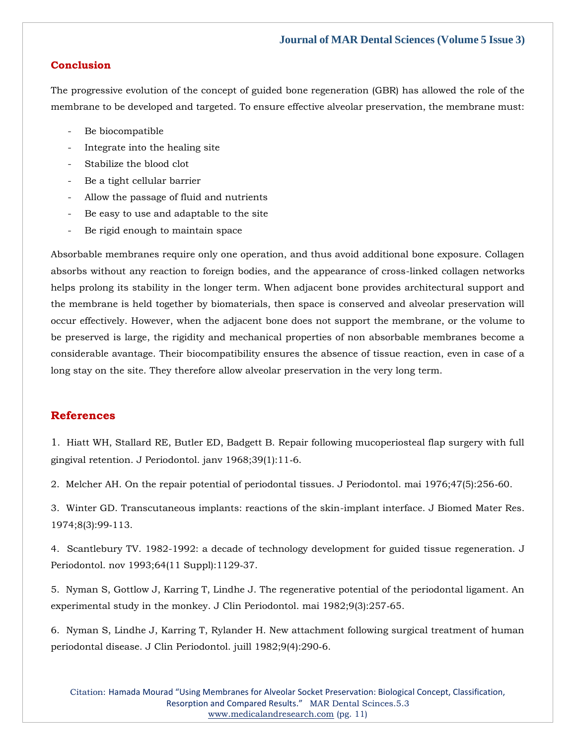## Conclusion

The progressive evolution of the concept of guided bone regeneration (GBR) has allowed the role of the membrane to be developed and targeted. To ensure effective alveolar preservation, the membrane must:

- Be biocompatible
- Integrate into the healing site
- Stabilize the blood clot
- Be a tight cellular barrier
- Allow the passage of fluid and nutrients
- Be easy to use and adaptable to the site
- Be rigid enough to maintain space

Absorbable membranes require only one operation, and thus avoid additional bone exposure. Collagen absorbs without any reaction to foreign bodies, and the appearance of cross-linked collagen networks helps prolong its stability in the longer term. When adjacent bone provides architectural support and the membrane is held together by biomaterials, then space is conserved and alveolar preservation will occur effectively. However, when the adjacent bone does not support the membrane, or the volume to be preserved is large, the rigidity and mechanical properties of non absorbable membranes become a considerable avantage. Their biocompatibility ensures the absence of tissue reaction, even in case of a long stay on the site. They therefore allow alveolar preservation in the very long term.

## References

1. Hiatt WH, Stallard RE, Butler ED, Badgett B. Repair following mucoperiosteal flap surgery with full gingival retention. J Periodontol. janv 1968;39(1):11-6.

2. Melcher AH. On the repair potential of periodontal tissues. J Periodontol. mai 1976;47(5):256-60.

3. Winter GD. Transcutaneous implants: reactions of the skin-implant interface. J Biomed Mater Res. 1974;8(3):99-113.

4. Scantlebury TV. 1982-1992: a decade of technology development for guided tissue regeneration. J Periodontol. nov 1993;64(11 Suppl):1129-37.

5. Nyman S, Gottlow J, Karring T, Lindhe J. The regenerative potential of the periodontal ligament. An experimental study in the monkey. J Clin Periodontol. mai 1982;9(3):257-65.

6. Nyman S, Lindhe J, Karring T, Rylander H. New attachment following surgical treatment of human periodontal disease. J Clin Periodontol. juill 1982;9(4):290-6.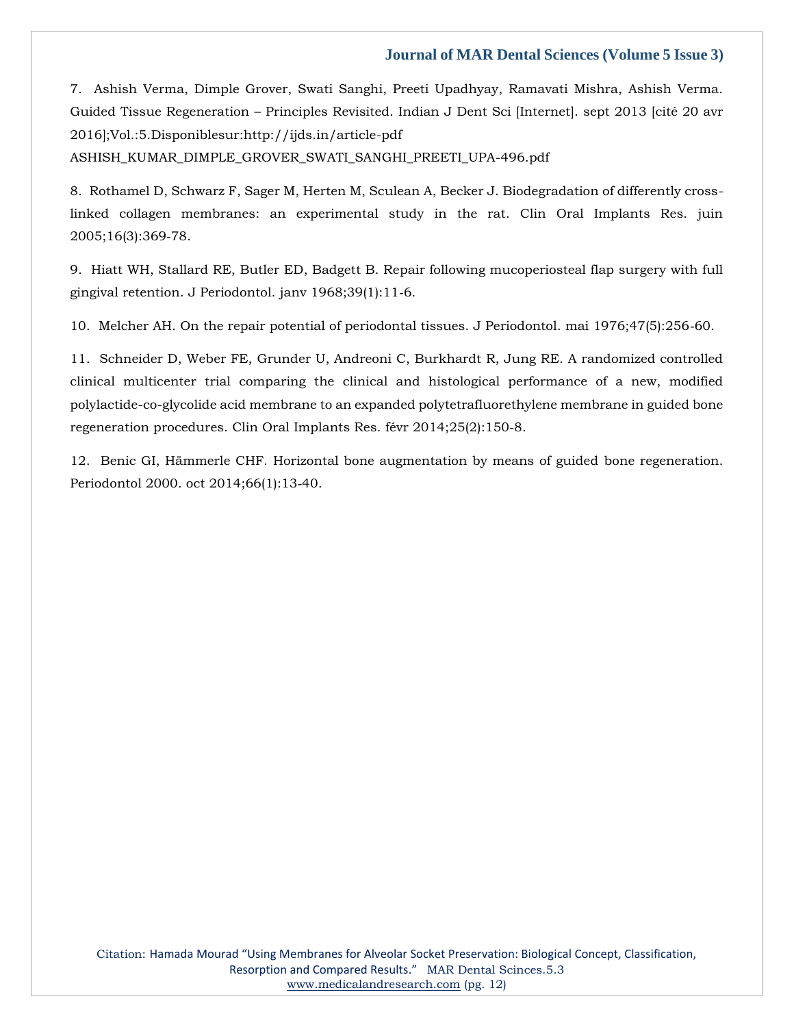7. Ashish Verma, Dimple Grover, Swati Sanghi, Preeti Upadhyay, Ramavati Mishra, Ashish Verma. Guided Tissue Regeneration – Principles Revisited. Indian J Dent Sci [Internet]. sept 2013 [cité 20 avr 2016];Vol.:5.Disponiblesur:http://ijds.in/article-pdf ASHISH_KUMAR_DIMPLE_GROVER_SWATI_SANGHI_PREETI_UPA-496.pdf

8. Rothamel D, Schwarz F, Sager M, Herten M, Sculean A, Becker J. Biodegradation of differently cross-linked collagen membranes: an experimental study in the rat. Clin Oral Implants Res. juin 2005;16(3):369-78.

9. Hiatt WH, Stallard RE, Butler ED, Badgett B. Repair following mucoperiosteal flap surgery with full gingival retention. J Periodontol. janv 1968;39(1):11-6.

10. Melcher AH. On the repair potential of periodontal tissues. J Periodontol. mai 1976;47(5):256-60.

11. Schneider D, Weber FE, Grunder U, Andreoni C, Burkhardt R, Jung RE. A randomized controlled clinical multicenter trial comparing the clinical and histological performance of a new, modified polylactide-co-glycolide acid membrane to an expanded polytetrafluorethylene membrane in guided bone regeneration procedures. Clin Oral Implants Res. févr 2014;25(2):150-8.

12. Benic GI, Hämmerle CHF. Horizontal bone augmentation by means of guided bone regeneration. Periodontol 2000. oct 2014;66(1):13-40.